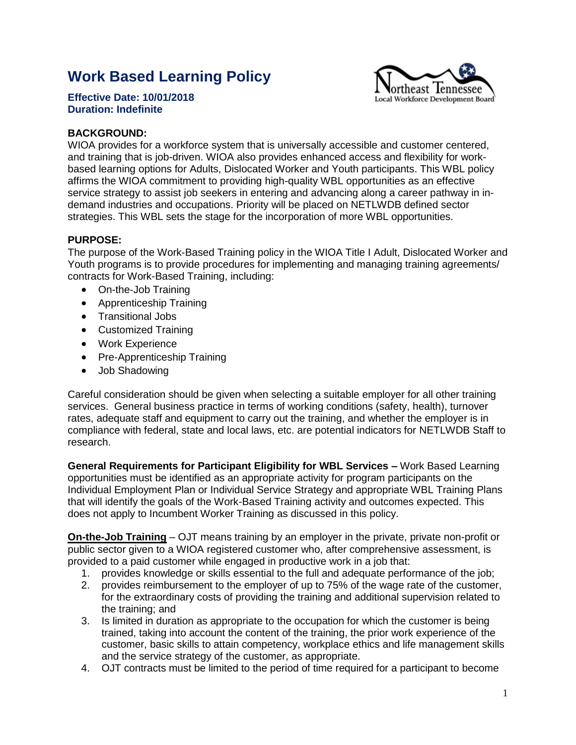# Work Based Learning Policy

**Effective Date: 10/01/2018**
**Duration: Indefinite**

Northeast Tennessee Local Workforce Development Board

**BACKGROUND:**
WIOA provides for a workforce system that is universally accessible and customer centered, and training that is job-driven. WIOA also provides enhanced access and flexibility for work-based learning options for Adults, Dislocated Worker and Youth participants. This WBL policy affirms the WIOA commitment to providing high-quality WBL opportunities as an effective service strategy to assist job seekers in entering and advancing along a career pathway in in-demand industries and occupations. Priority will be placed on NETLWDB defined sector strategies. This WBL sets the stage for the incorporation of more WBL opportunities.

**PURPOSE:**
The purpose of the Work-Based Training policy in the WIOA Title I Adult, Dislocated Worker and Youth programs is to provide procedures for implementing and managing training agreements/ contracts for Work-Based Training, including:

- On-the-Job Training
- Apprenticeship Training
- Transitional Jobs
- Customized Training
- Work Experience
- Pre-Apprenticeship Training
- Job Shadowing

Careful consideration should be given when selecting a suitable employer for all other training services. General business practice in terms of working conditions (safety, health), turnover rates, adequate staff and equipment to carry out the training, and whether the employer is in compliance with federal, state and local laws, etc. are potential indicators for NETLWDB Staff to research.

**General Requirements for Participant Eligibility for WBL Services –** Work Based Learning opportunities must be identified as an appropriate activity for program participants on the Individual Employment Plan or Individual Service Strategy and appropriate WBL Training Plans that will identify the goals of the Work-Based Training activity and outcomes expected. This does not apply to Incumbent Worker Training as discussed in this policy.

**On-the-Job Training** – OJT means training by an employer in the private, private non-profit or public sector given to a WIOA registered customer who, after comprehensive assessment, is provided to a paid customer while engaged in productive work in a job that:

1. provides knowledge or skills essential to the full and adequate performance of the job;
2. provides reimbursement to the employer of up to 75% of the wage rate of the customer, for the extraordinary costs of providing the training and additional supervision related to the training; and
3. Is limited in duration as appropriate to the occupation for which the customer is being trained, taking into account the content of the training, the prior work experience of the customer, basic skills to attain competency, workplace ethics and life management skills and the service strategy of the customer, as appropriate.
4. OJT contracts must be limited to the period of time required for a participant to become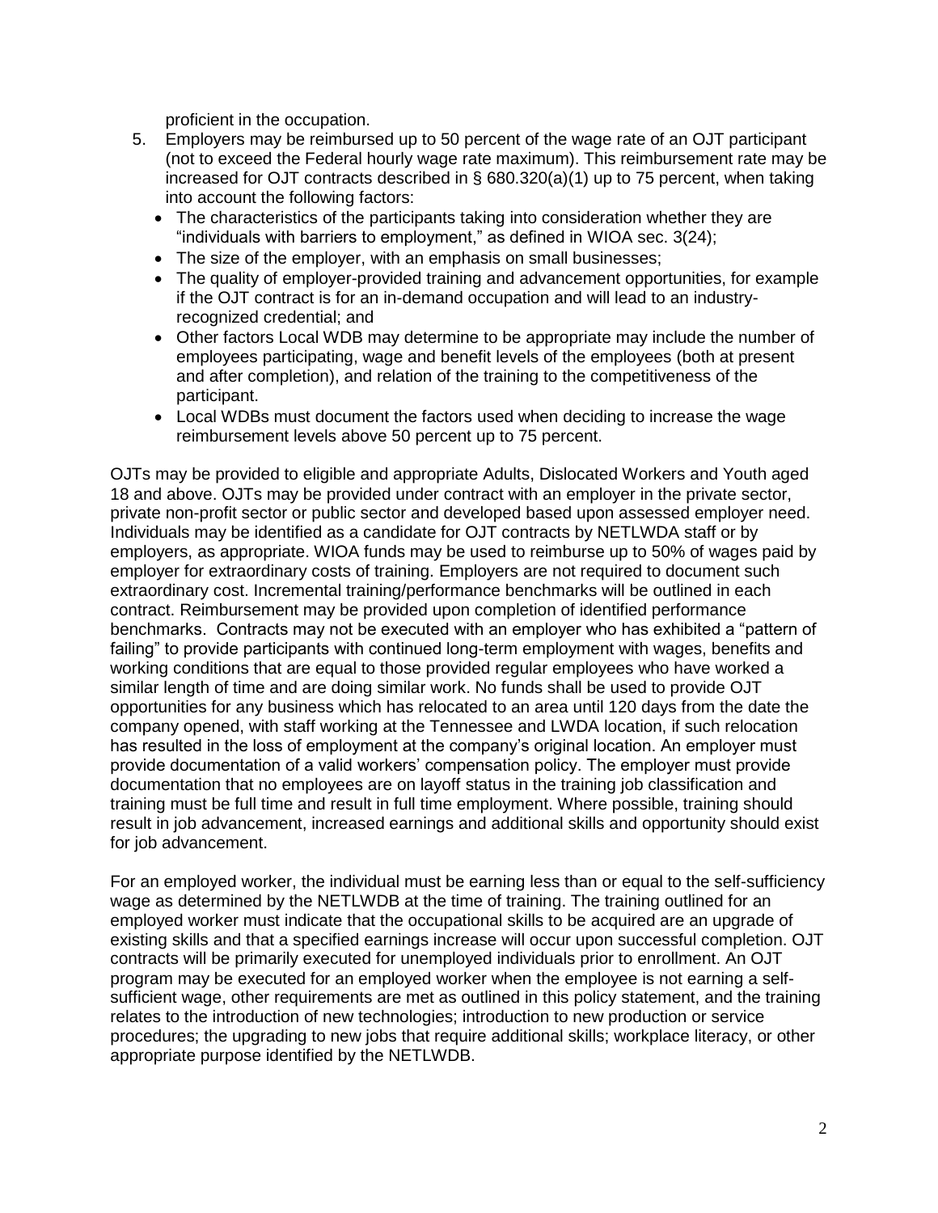proficient in the occupation.

5. Employers may be reimbursed up to 50 percent of the wage rate of an OJT participant (not to exceed the Federal hourly wage rate maximum). This reimbursement rate may be increased for OJT contracts described in § 680.320(a)(1) up to 75 percent, when taking into account the following factors:
   - The characteristics of the participants taking into consideration whether they are "individuals with barriers to employment," as defined in WIOA sec. 3(24);
   - The size of the employer, with an emphasis on small businesses;
   - The quality of employer-provided training and advancement opportunities, for example if the OJT contract is for an in-demand occupation and will lead to an industry-recognized credential; and
   - Other factors Local WDB may determine to be appropriate may include the number of employees participating, wage and benefit levels of the employees (both at present and after completion), and relation of the training to the competitiveness of the participant.
   - Local WDBs must document the factors used when deciding to increase the wage reimbursement levels above 50 percent up to 75 percent.

OJTs may be provided to eligible and appropriate Adults, Dislocated Workers and Youth aged 18 and above. OJTs may be provided under contract with an employer in the private sector, private non-profit sector or public sector and developed based upon assessed employer need. Individuals may be identified as a candidate for OJT contracts by NETLWDA staff or by employers, as appropriate. WIOA funds may be used to reimburse up to 50% of wages paid by employer for extraordinary costs of training. Employers are not required to document such extraordinary cost. Incremental training/performance benchmarks will be outlined in each contract. Reimbursement may be provided upon completion of identified performance benchmarks. Contracts may not be executed with an employer who has exhibited a "pattern of failing" to provide participants with continued long-term employment with wages, benefits and working conditions that are equal to those provided regular employees who have worked a similar length of time and are doing similar work. No funds shall be used to provide OJT opportunities for any business which has relocated to an area until 120 days from the date the company opened, with staff working at the Tennessee and LWDA location, if such relocation has resulted in the loss of employment at the company's original location. An employer must provide documentation of a valid workers' compensation policy. The employer must provide documentation that no employees are on layoff status in the training job classification and training must be full time and result in full time employment. Where possible, training should result in job advancement, increased earnings and additional skills and opportunity should exist for job advancement.

For an employed worker, the individual must be earning less than or equal to the self-sufficiency wage as determined by the NETLWDB at the time of training. The training outlined for an employed worker must indicate that the occupational skills to be acquired are an upgrade of existing skills and that a specified earnings increase will occur upon successful completion. OJT contracts will be primarily executed for unemployed individuals prior to enrollment. An OJT program may be executed for an employed worker when the employee is not earning a self-sufficient wage, other requirements are met as outlined in this policy statement, and the training relates to the introduction of new technologies; introduction to new production or service procedures; the upgrading to new jobs that require additional skills; workplace literacy, or other appropriate purpose identified by the NETLWDB.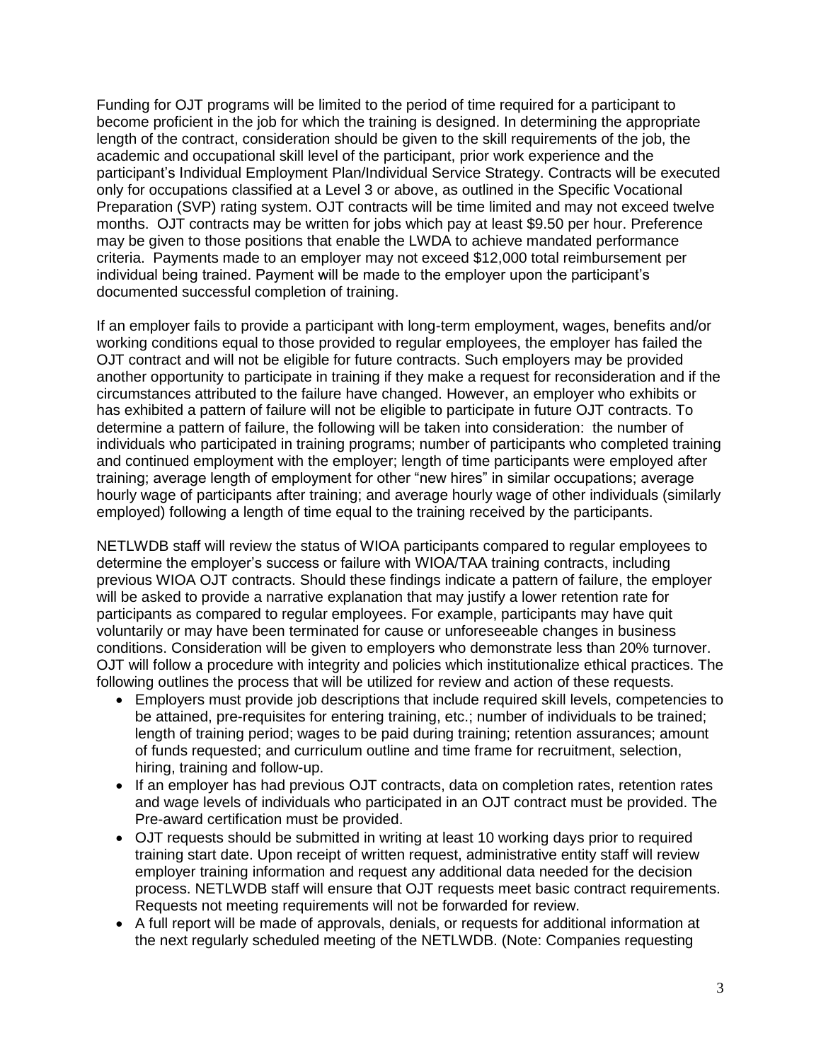Funding for OJT programs will be limited to the period of time required for a participant to become proficient in the job for which the training is designed. In determining the appropriate length of the contract, consideration should be given to the skill requirements of the job, the academic and occupational skill level of the participant, prior work experience and the participant's Individual Employment Plan/Individual Service Strategy. Contracts will be executed only for occupations classified at a Level 3 or above, as outlined in the Specific Vocational Preparation (SVP) rating system. OJT contracts will be time limited and may not exceed twelve months. OJT contracts may be written for jobs which pay at least $9.50 per hour. Preference may be given to those positions that enable the LWDA to achieve mandated performance criteria. Payments made to an employer may not exceed $12,000 total reimbursement per individual being trained. Payment will be made to the employer upon the participant's documented successful completion of training.

If an employer fails to provide a participant with long-term employment, wages, benefits and/or working conditions equal to those provided to regular employees, the employer has failed the OJT contract and will not be eligible for future contracts. Such employers may be provided another opportunity to participate in training if they make a request for reconsideration and if the circumstances attributed to the failure have changed. However, an employer who exhibits or has exhibited a pattern of failure will not be eligible to participate in future OJT contracts. To determine a pattern of failure, the following will be taken into consideration: the number of individuals who participated in training programs; number of participants who completed training and continued employment with the employer; length of time participants were employed after training; average length of employment for other "new hires" in similar occupations; average hourly wage of participants after training; and average hourly wage of other individuals (similarly employed) following a length of time equal to the training received by the participants.

NETLWDB staff will review the status of WIOA participants compared to regular employees to determine the employer's success or failure with WIOA/TAA training contracts, including previous WIOA OJT contracts. Should these findings indicate a pattern of failure, the employer will be asked to provide a narrative explanation that may justify a lower retention rate for participants as compared to regular employees. For example, participants may have quit voluntarily or may have been terminated for cause or unforeseeable changes in business conditions. Consideration will be given to employers who demonstrate less than 20% turnover. OJT will follow a procedure with integrity and policies which institutionalize ethical practices. The following outlines the process that will be utilized for review and action of these requests.

- Employers must provide job descriptions that include required skill levels, competencies to be attained, pre-requisites for entering training, etc.; number of individuals to be trained; length of training period; wages to be paid during training; retention assurances; amount of funds requested; and curriculum outline and time frame for recruitment, selection, hiring, training and follow-up.
- If an employer has had previous OJT contracts, data on completion rates, retention rates and wage levels of individuals who participated in an OJT contract must be provided. The Pre-award certification must be provided.
- OJT requests should be submitted in writing at least 10 working days prior to required training start date. Upon receipt of written request, administrative entity staff will review employer training information and request any additional data needed for the decision process. NETLWDB staff will ensure that OJT requests meet basic contract requirements. Requests not meeting requirements will not be forwarded for review.
- A full report will be made of approvals, denials, or requests for additional information at the next regularly scheduled meeting of the NETLWDB. (Note: Companies requesting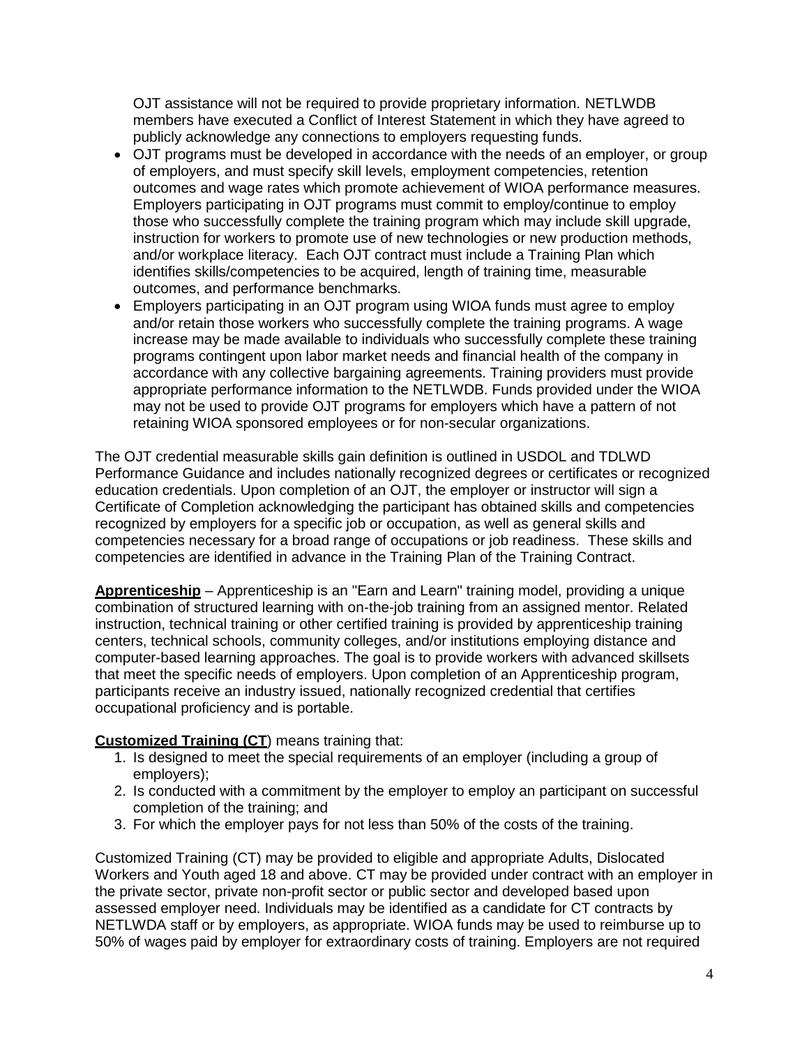OJT assistance will not be required to provide proprietary information. NETLWDB members have executed a Conflict of Interest Statement in which they have agreed to publicly acknowledge any connections to employers requesting funds.

- OJT programs must be developed in accordance with the needs of an employer, or group of employers, and must specify skill levels, employment competencies, retention outcomes and wage rates which promote achievement of WIOA performance measures. Employers participating in OJT programs must commit to employ/continue to employ those who successfully complete the training program which may include skill upgrade, instruction for workers to promote use of new technologies or new production methods, and/or workplace literacy. Each OJT contract must include a Training Plan which identifies skills/competencies to be acquired, length of training time, measurable outcomes, and performance benchmarks.
- Employers participating in an OJT program using WIOA funds must agree to employ and/or retain those workers who successfully complete the training programs. A wage increase may be made available to individuals who successfully complete these training programs contingent upon labor market needs and financial health of the company in accordance with any collective bargaining agreements. Training providers must provide appropriate performance information to the NETLWDB. Funds provided under the WIOA may not be used to provide OJT programs for employers which have a pattern of not retaining WIOA sponsored employees or for non-secular organizations.

The OJT credential measurable skills gain definition is outlined in USDOL and TDLWD Performance Guidance and includes nationally recognized degrees or certificates or recognized education credentials. Upon completion of an OJT, the employer or instructor will sign a Certificate of Completion acknowledging the participant has obtained skills and competencies recognized by employers for a specific job or occupation, as well as general skills and competencies necessary for a broad range of occupations or job readiness. These skills and competencies are identified in advance in the Training Plan of the Training Contract.

**Apprenticeship** – Apprenticeship is an "Earn and Learn" training model, providing a unique combination of structured learning with on-the-job training from an assigned mentor. Related instruction, technical training or other certified training is provided by apprenticeship training centers, technical schools, community colleges, and/or institutions employing distance and computer-based learning approaches. The goal is to provide workers with advanced skillsets that meet the specific needs of employers. Upon completion of an Apprenticeship program, participants receive an industry issued, nationally recognized credential that certifies occupational proficiency and is portable.

**Customized Training (CT**) means training that:

1. Is designed to meet the special requirements of an employer (including a group of employers);
2. Is conducted with a commitment by the employer to employ an participant on successful completion of the training; and
3. For which the employer pays for not less than 50% of the costs of the training.

Customized Training (CT) may be provided to eligible and appropriate Adults, Dislocated Workers and Youth aged 18 and above. CT may be provided under contract with an employer in the private sector, private non-profit sector or public sector and developed based upon assessed employer need. Individuals may be identified as a candidate for CT contracts by NETLWDA staff or by employers, as appropriate. WIOA funds may be used to reimburse up to 50% of wages paid by employer for extraordinary costs of training. Employers are not required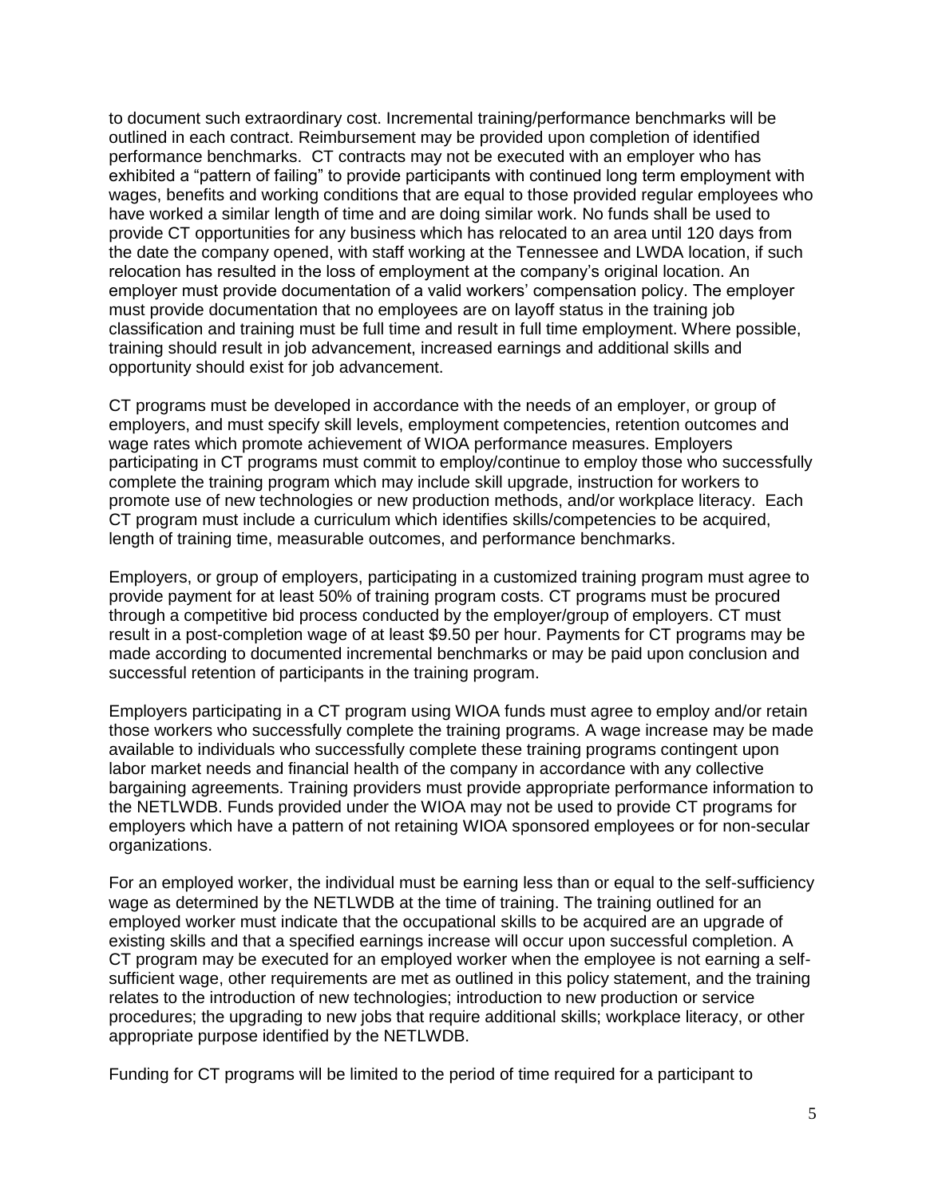to document such extraordinary cost. Incremental training/performance benchmarks will be outlined in each contract. Reimbursement may be provided upon completion of identified performance benchmarks. CT contracts may not be executed with an employer who has exhibited a "pattern of failing" to provide participants with continued long term employment with wages, benefits and working conditions that are equal to those provided regular employees who have worked a similar length of time and are doing similar work. No funds shall be used to provide CT opportunities for any business which has relocated to an area until 120 days from the date the company opened, with staff working at the Tennessee and LWDA location, if such relocation has resulted in the loss of employment at the company's original location. An employer must provide documentation of a valid workers' compensation policy. The employer must provide documentation that no employees are on layoff status in the training job classification and training must be full time and result in full time employment. Where possible, training should result in job advancement, increased earnings and additional skills and opportunity should exist for job advancement.

CT programs must be developed in accordance with the needs of an employer, or group of employers, and must specify skill levels, employment competencies, retention outcomes and wage rates which promote achievement of WIOA performance measures. Employers participating in CT programs must commit to employ/continue to employ those who successfully complete the training program which may include skill upgrade, instruction for workers to promote use of new technologies or new production methods, and/or workplace literacy. Each CT program must include a curriculum which identifies skills/competencies to be acquired, length of training time, measurable outcomes, and performance benchmarks.

Employers, or group of employers, participating in a customized training program must agree to provide payment for at least 50% of training program costs. CT programs must be procured through a competitive bid process conducted by the employer/group of employers. CT must result in a post-completion wage of at least $9.50 per hour. Payments for CT programs may be made according to documented incremental benchmarks or may be paid upon conclusion and successful retention of participants in the training program.

Employers participating in a CT program using WIOA funds must agree to employ and/or retain those workers who successfully complete the training programs. A wage increase may be made available to individuals who successfully complete these training programs contingent upon labor market needs and financial health of the company in accordance with any collective bargaining agreements. Training providers must provide appropriate performance information to the NETLWDB. Funds provided under the WIOA may not be used to provide CT programs for employers which have a pattern of not retaining WIOA sponsored employees or for non-secular organizations.

For an employed worker, the individual must be earning less than or equal to the self-sufficiency wage as determined by the NETLWDB at the time of training. The training outlined for an employed worker must indicate that the occupational skills to be acquired are an upgrade of existing skills and that a specified earnings increase will occur upon successful completion. A CT program may be executed for an employed worker when the employee is not earning a self-sufficient wage, other requirements are met as outlined in this policy statement, and the training relates to the introduction of new technologies; introduction to new production or service procedures; the upgrading to new jobs that require additional skills; workplace literacy, or other appropriate purpose identified by the NETLWDB.

Funding for CT programs will be limited to the period of time required for a participant to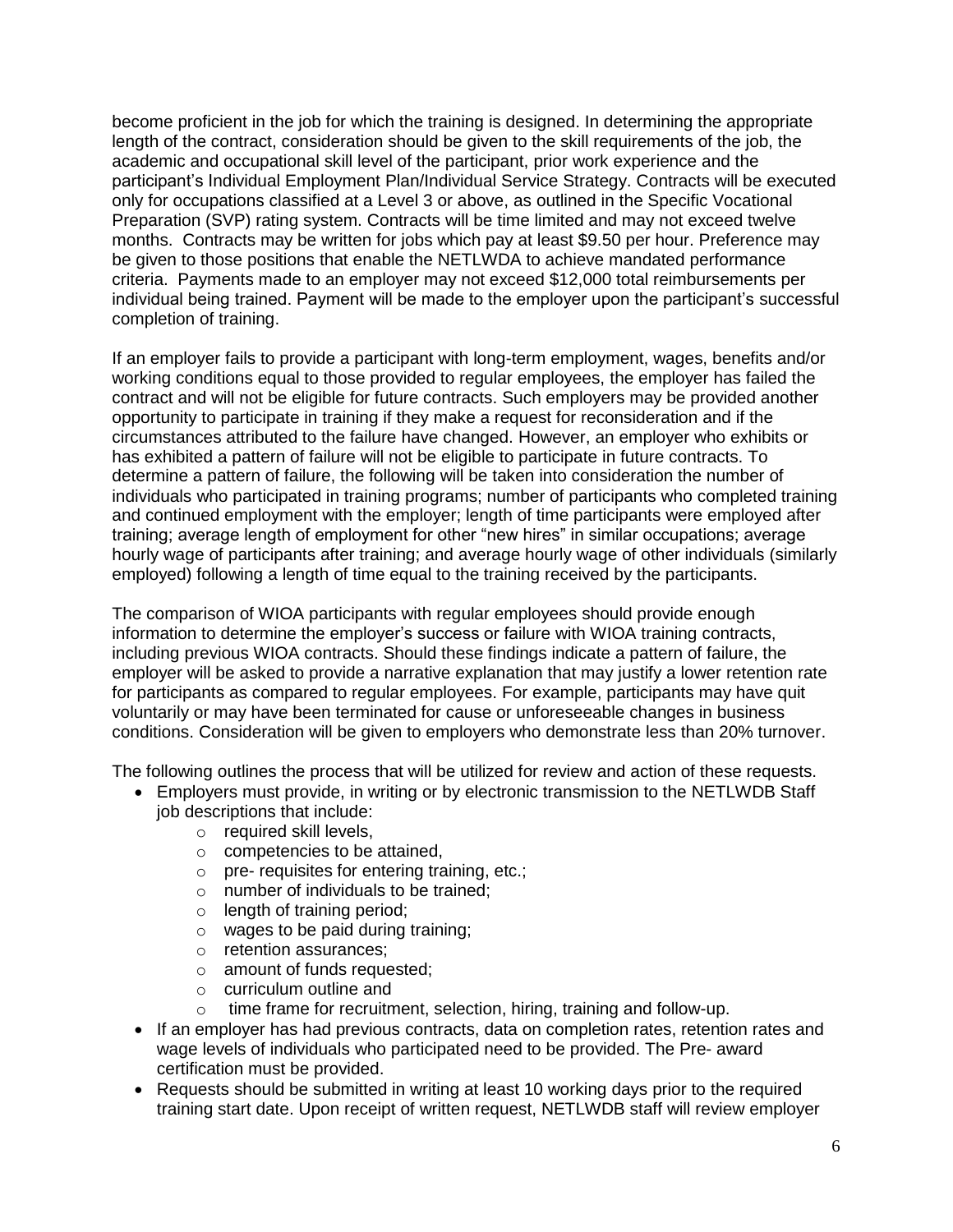become proficient in the job for which the training is designed. In determining the appropriate length of the contract, consideration should be given to the skill requirements of the job, the academic and occupational skill level of the participant, prior work experience and the participant's Individual Employment Plan/Individual Service Strategy. Contracts will be executed only for occupations classified at a Level 3 or above, as outlined in the Specific Vocational Preparation (SVP) rating system. Contracts will be time limited and may not exceed twelve months. Contracts may be written for jobs which pay at least $9.50 per hour. Preference may be given to those positions that enable the NETLWDA to achieve mandated performance criteria. Payments made to an employer may not exceed $12,000 total reimbursements per individual being trained. Payment will be made to the employer upon the participant's successful completion of training.

If an employer fails to provide a participant with long-term employment, wages, benefits and/or working conditions equal to those provided to regular employees, the employer has failed the contract and will not be eligible for future contracts. Such employers may be provided another opportunity to participate in training if they make a request for reconsideration and if the circumstances attributed to the failure have changed. However, an employer who exhibits or has exhibited a pattern of failure will not be eligible to participate in future contracts. To determine a pattern of failure, the following will be taken into consideration the number of individuals who participated in training programs; number of participants who completed training and continued employment with the employer; length of time participants were employed after training; average length of employment for other "new hires" in similar occupations; average hourly wage of participants after training; and average hourly wage of other individuals (similarly employed) following a length of time equal to the training received by the participants.

The comparison of WIOA participants with regular employees should provide enough information to determine the employer's success or failure with WIOA training contracts, including previous WIOA contracts. Should these findings indicate a pattern of failure, the employer will be asked to provide a narrative explanation that may justify a lower retention rate for participants as compared to regular employees. For example, participants may have quit voluntarily or may have been terminated for cause or unforeseeable changes in business conditions. Consideration will be given to employers who demonstrate less than 20% turnover.

The following outlines the process that will be utilized for review and action of these requests.

- Employers must provide, in writing or by electronic transmission to the NETLWDB Staff job descriptions that include:
  - required skill levels,
  - competencies to be attained,
  - pre- requisites for entering training, etc.;
  - number of individuals to be trained;
  - length of training period;
  - wages to be paid during training;
  - retention assurances;
  - amount of funds requested;
  - curriculum outline and
  - time frame for recruitment, selection, hiring, training and follow-up.
- If an employer has had previous contracts, data on completion rates, retention rates and wage levels of individuals who participated need to be provided. The Pre- award certification must be provided.
- Requests should be submitted in writing at least 10 working days prior to the required training start date. Upon receipt of written request, NETLWDB staff will review employer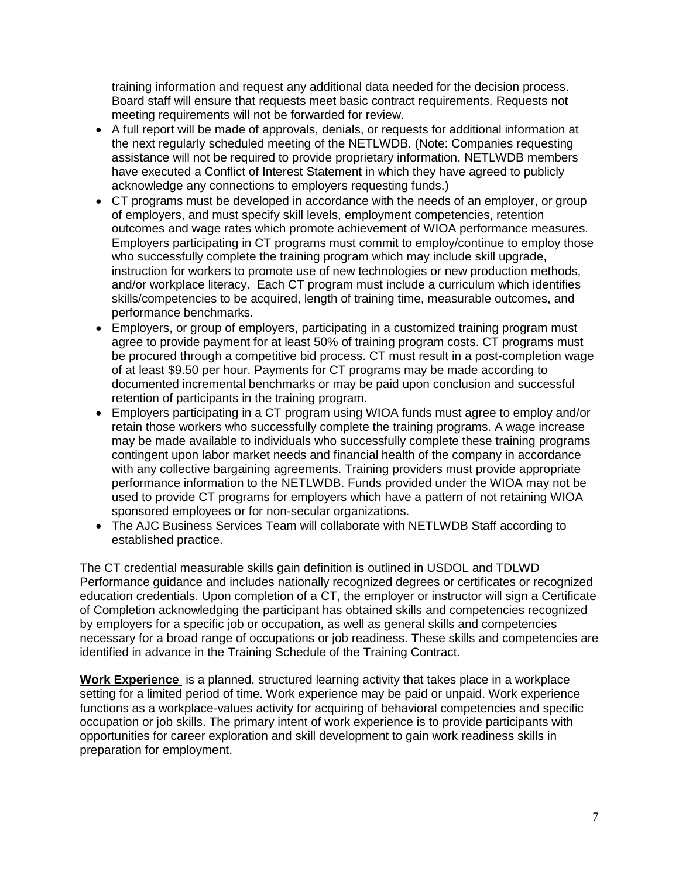training information and request any additional data needed for the decision process. Board staff will ensure that requests meet basic contract requirements. Requests not meeting requirements will not be forwarded for review.

- A full report will be made of approvals, denials, or requests for additional information at the next regularly scheduled meeting of the NETLWDB. (Note: Companies requesting assistance will not be required to provide proprietary information. NETLWDB members have executed a Conflict of Interest Statement in which they have agreed to publicly acknowledge any connections to employers requesting funds.)
- CT programs must be developed in accordance with the needs of an employer, or group of employers, and must specify skill levels, employment competencies, retention outcomes and wage rates which promote achievement of WIOA performance measures. Employers participating in CT programs must commit to employ/continue to employ those who successfully complete the training program which may include skill upgrade, instruction for workers to promote use of new technologies or new production methods, and/or workplace literacy. Each CT program must include a curriculum which identifies skills/competencies to be acquired, length of training time, measurable outcomes, and performance benchmarks.
- Employers, or group of employers, participating in a customized training program must agree to provide payment for at least 50% of training program costs. CT programs must be procured through a competitive bid process. CT must result in a post-completion wage of at least $9.50 per hour. Payments for CT programs may be made according to documented incremental benchmarks or may be paid upon conclusion and successful retention of participants in the training program.
- Employers participating in a CT program using WIOA funds must agree to employ and/or retain those workers who successfully complete the training programs. A wage increase may be made available to individuals who successfully complete these training programs contingent upon labor market needs and financial health of the company in accordance with any collective bargaining agreements. Training providers must provide appropriate performance information to the NETLWDB. Funds provided under the WIOA may not be used to provide CT programs for employers which have a pattern of not retaining WIOA sponsored employees or for non-secular organizations.
- The AJC Business Services Team will collaborate with NETLWDB Staff according to established practice.

The CT credential measurable skills gain definition is outlined in USDOL and TDLWD Performance guidance and includes nationally recognized degrees or certificates or recognized education credentials. Upon completion of a CT, the employer or instructor will sign a Certificate of Completion acknowledging the participant has obtained skills and competencies recognized by employers for a specific job or occupation, as well as general skills and competencies necessary for a broad range of occupations or job readiness. These skills and competencies are identified in advance in the Training Schedule of the Training Contract.

**Work Experience** is a planned, structured learning activity that takes place in a workplace setting for a limited period of time. Work experience may be paid or unpaid. Work experience functions as a workplace-values activity for acquiring of behavioral competencies and specific occupation or job skills. The primary intent of work experience is to provide participants with opportunities for career exploration and skill development to gain work readiness skills in preparation for employment.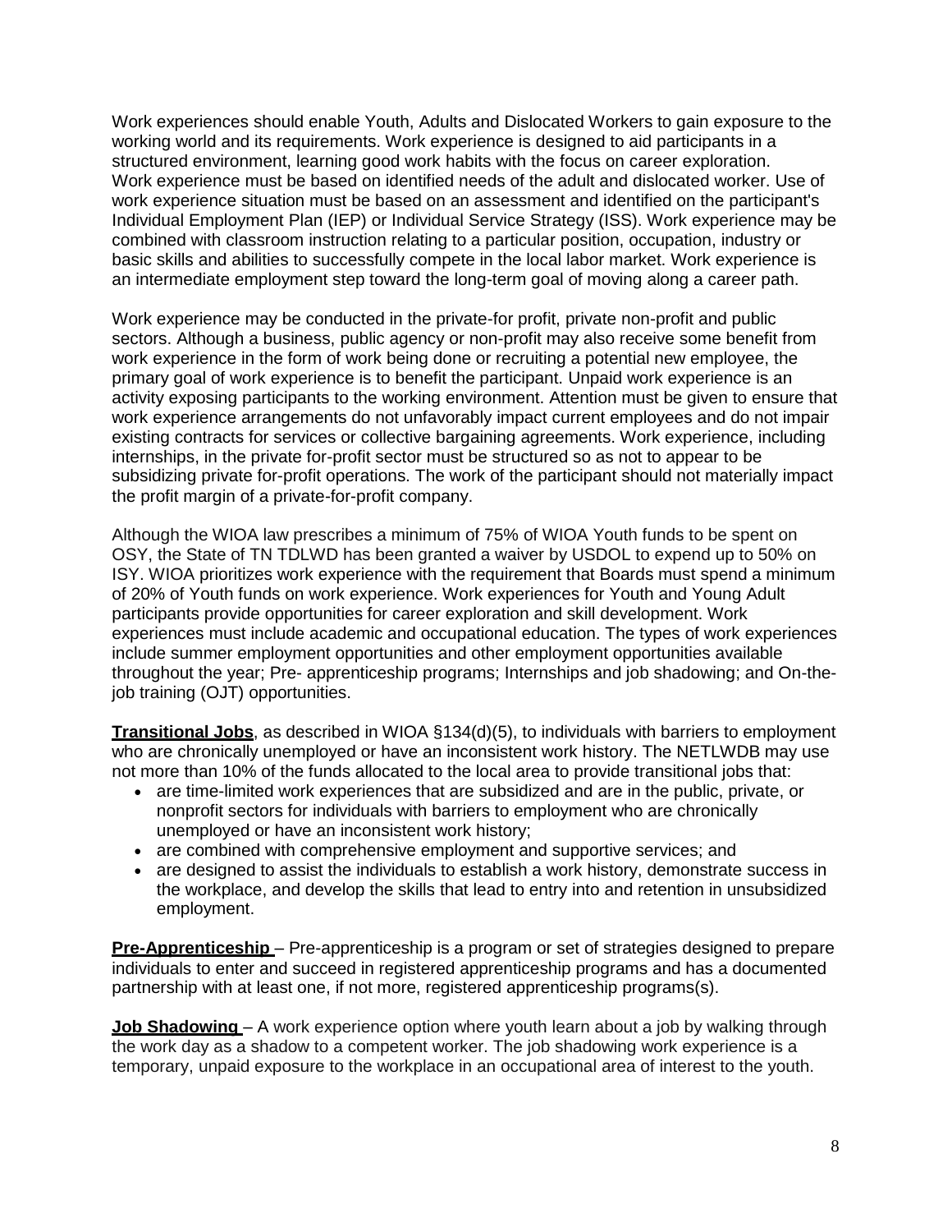Work experiences should enable Youth, Adults and Dislocated Workers to gain exposure to the working world and its requirements. Work experience is designed to aid participants in a structured environment, learning good work habits with the focus on career exploration. Work experience must be based on identified needs of the adult and dislocated worker. Use of work experience situation must be based on an assessment and identified on the participant's Individual Employment Plan (IEP) or Individual Service Strategy (ISS). Work experience may be combined with classroom instruction relating to a particular position, occupation, industry or basic skills and abilities to successfully compete in the local labor market. Work experience is an intermediate employment step toward the long-term goal of moving along a career path.

Work experience may be conducted in the private-for profit, private non-profit and public sectors. Although a business, public agency or non-profit may also receive some benefit from work experience in the form of work being done or recruiting a potential new employee, the primary goal of work experience is to benefit the participant. Unpaid work experience is an activity exposing participants to the working environment. Attention must be given to ensure that work experience arrangements do not unfavorably impact current employees and do not impair existing contracts for services or collective bargaining agreements. Work experience, including internships, in the private for-profit sector must be structured so as not to appear to be subsidizing private for-profit operations. The work of the participant should not materially impact the profit margin of a private-for-profit company.

Although the WIOA law prescribes a minimum of 75% of WIOA Youth funds to be spent on OSY, the State of TN TDLWD has been granted a waiver by USDOL to expend up to 50% on ISY. WIOA prioritizes work experience with the requirement that Boards must spend a minimum of 20% of Youth funds on work experience. Work experiences for Youth and Young Adult participants provide opportunities for career exploration and skill development. Work experiences must include academic and occupational education. The types of work experiences include summer employment opportunities and other employment opportunities available throughout the year; Pre- apprenticeship programs; Internships and job shadowing; and On-the-job training (OJT) opportunities.

**Transitional Jobs**, as described in WIOA §134(d)(5), to individuals with barriers to employment who are chronically unemployed or have an inconsistent work history. The NETLWDB may use not more than 10% of the funds allocated to the local area to provide transitional jobs that:

- are time-limited work experiences that are subsidized and are in the public, private, or nonprofit sectors for individuals with barriers to employment who are chronically unemployed or have an inconsistent work history;
- are combined with comprehensive employment and supportive services; and
- are designed to assist the individuals to establish a work history, demonstrate success in the workplace, and develop the skills that lead to entry into and retention in unsubsidized employment.

**Pre-Apprenticeship** – Pre-apprenticeship is a program or set of strategies designed to prepare individuals to enter and succeed in registered apprenticeship programs and has a documented partnership with at least one, if not more, registered apprenticeship programs(s).

**Job Shadowing** – A work experience option where youth learn about a job by walking through the work day as a shadow to a competent worker. The job shadowing work experience is a temporary, unpaid exposure to the workplace in an occupational area of interest to the youth.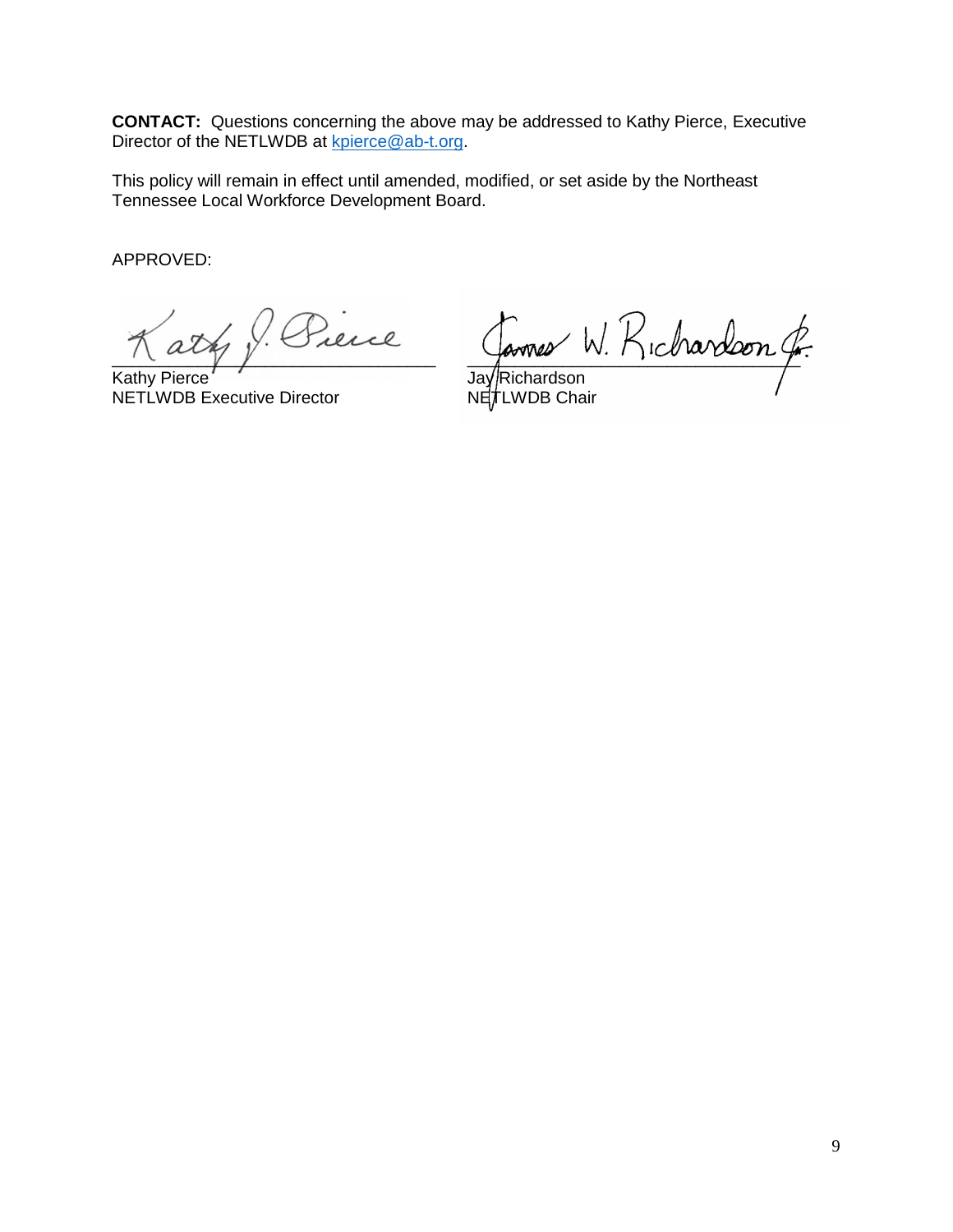**CONTACT:** Questions concerning the above may be addressed to Kathy Pierce, Executive Director of the NETLWDB at [kpierce@ab-t.org](mailto:kpierce@ab-t.org).

This policy will remain in effect until amended, modified, or set aside by the Northeast Tennessee Local Workforce Development Board.

APPROVED:

| | |
|---|---|
| Kathy Pierce | Jay Richardson |
| NETLWDB Executive Director | NETLWDB Chair |